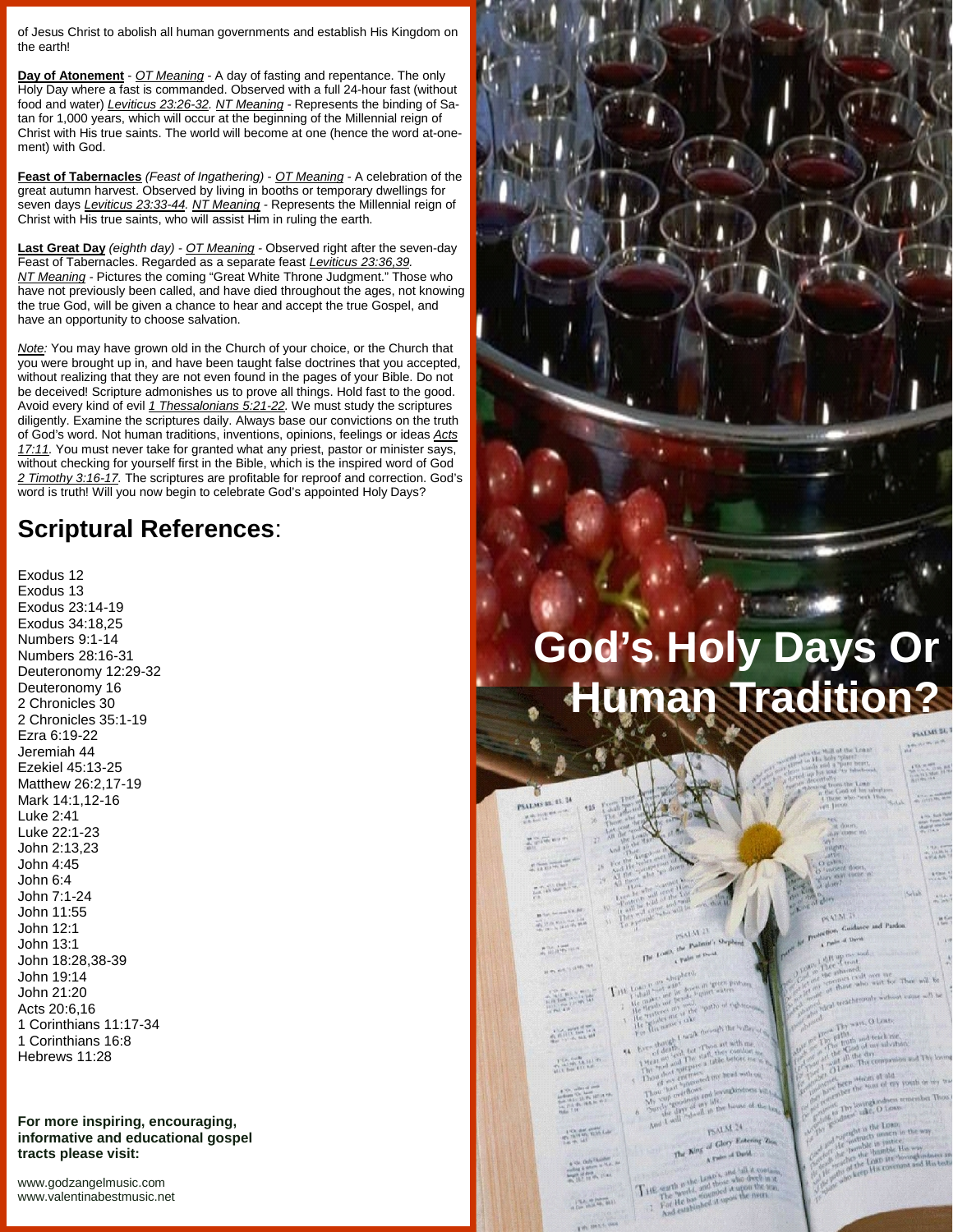of Jesus Christ to abolish all human governments and establish His Kingdom on the earth!

**Day of Atonement** - *OT Meaning* - A day of fasting and repentance. The only Holy Day where a fast is commanded. Observed with a full 24-hour fast (without food and water) *Leviticus 23:26-32*. *NT Meaning* - Represents the binding of Satan for 1,000 years, which will occur at the beginning of the Millennial reign of Christ with His true saints. The world will become at one (hence the word at-one-ment) with God.

**Feast of Tabernacles** *(Feast of Ingathering)* - *OT Meaning* - A celebration of the great autumn harvest. Observed by living in booths or temporary dwellings for seven days *Leviticus 23:33-44*. *NT Meaning* - Represents the Millennial reign of Christ with His true saints, who will assist Him in ruling the earth.

**Last Great Day** *(eighth day)* - *OT Meaning* - Observed right after the seven-day Feast of Tabernacles. Regarded as a separate feast *Leviticus 23:36,39*. *NT Meaning* - Pictures the coming "Great White Throne Judgment." Those who have not previously been called, and have died throughout the ages, not knowing the true God, will be given a chance to hear and accept the true Gospel, and have an opportunity to choose salvation.

*Note:* You may have grown old in the Church of your choice, or the Church that you were brought up in, and have been taught false doctrines that you accepted, without realizing that they are not even found in the pages of your Bible. Do not be deceived! Scripture admonishes us to prove all things. Hold fast to the good. Avoid every kind of evil *1 Thessalonians 5:21-22*. We must study the scriptures diligently. Examine the scriptures daily. Always base our convictions on the truth of God's word. Not human traditions, inventions, opinions, feelings or ideas *Acts 17:11*. You must never take for granted what any priest, pastor or minister says, without checking for yourself first in the Bible, which is the inspired word of God *2 Timothy 3:16-17*. The scriptures are profitable for reproof and correction. God's word is truth! Will you now begin to celebrate God's appointed Holy Days?

## Scriptural References:

Exodus 12
Exodus 13
Exodus 23:14-19
Exodus 34:18,25
Numbers 9:1-14
Numbers 28:16-31
Deuteronomy 12:29-32
Deuteronomy 16
2 Chronicles 30
2 Chronicles 35:1-19
Ezra 6:19-22
Jeremiah 44
Ezekiel 45:13-25
Matthew 26:2,17-19
Mark 14:1,12-16
Luke 2:41
Luke 22:1-23
John 2:13,23
John 4:45
John 6:4
John 7:1-24
John 11:55
John 12:1
John 13:1
John 18:28,38-39
John 19:14
John 21:20
Acts 20:6,16
1 Corinthians 11:17-34
1 Corinthians 16:8
Hebrews 11:28

**For more inspiring, encouraging, informative and educational gospel tracts please visit:**

www.godzangelmusic.com
www.valentinabestmusic.net

# God's Holy Days Or Human Tradition?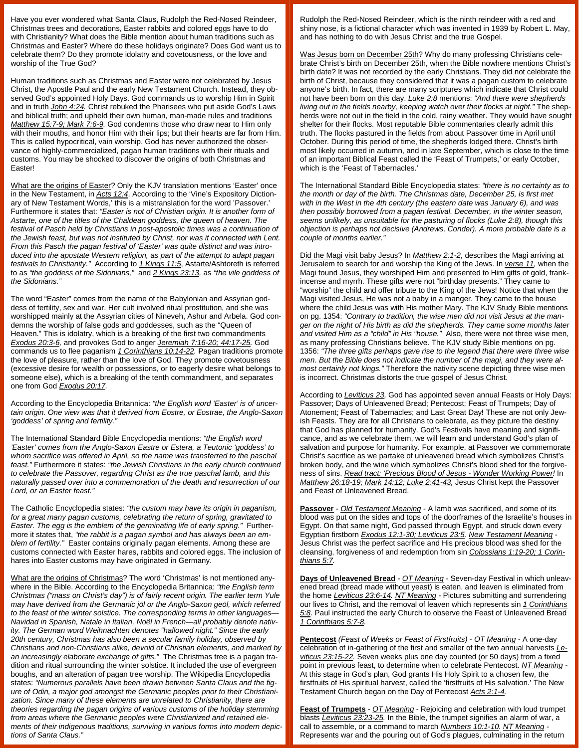Have you ever wondered what Santa Claus, Rudolph the Red-Nosed Reindeer, Christmas trees and decorations, Easter rabbits and colored eggs have to do with Christianity? What does the Bible mention about human traditions such as Christmas and Easter? Where do these holidays originate? Does God want us to celebrate them? Do they promote idolatry and covetousness, or the love and worship of the True God?

Human traditions such as Christmas and Easter were not celebrated by Jesus Christ, the Apostle Paul and the early New Testament Church. Instead, they observed God's appointed Holy Days. God commands us to worship Him in Spirit and in truth *John 4:24.* Christ rebuked the Pharisees who put aside God's Laws and biblical truth; and upheld their own human, man-made rules and traditions *Matthew 15:7-9; Mark 7:6-9.* God condemns those who draw near to Him only with their mouths, and honor Him with their lips; but their hearts are far from Him. This is called hypocritical, vain worship. God has never authorized the observance of highly-commercialized, pagan human traditions with their rituals and customs. You may be shocked to discover the origins of both Christmas and Easter!

What are the origins of Easter? Only the KJV translation mentions 'Easter' once in the New Testament, in *Acts 12:4*. According to the 'Vine's Expository Dictionary of New Testament Words,' this is a mistranslation for the word 'Passover.' Furthermore it states that: *"Easter is not of Christian origin. It is another form of Astarte, one of the titles of the Chaldean goddess, the queen of heaven. The festival of Pasch held by Christians in post-apostolic times was a continuation of the Jewish feast, but was not instituted by Christ, nor was it connected with Lent. From this Pasch the pagan festival of 'Easter' was quite distinct and was introduced into the apostate Western religion, as part of the attempt to adapt pagan festivals to Christianity."* According to *1 Kings 11:5*, Astarte/Ashtoreth is referred to as *"the goddess of the Sidonians,"* and *2 Kings 23:13*, as *"the vile goddess of the Sidonians."*

The word "Easter" comes from the name of the Babylonian and Assyrian goddess of fertility, sex and war. Her cult involved ritual prostitution, and she was worshipped mainly at the Assyrian cities of Nineveh, Ashur and Arbela. God condemns the worship of false gods and goddesses, such as the "Queen of Heaven." This is idolatry, which is a breaking of the first two commandments *Exodus 20:3-6,* and provokes God to anger *Jeremiah 7:16-20; 44:17-25.* God commands us to flee paganism *1 Corinthians 10:14-22.* Pagan traditions promote the love of pleasure, rather than the love of God. They promote covetousness (excessive desire for wealth or possessions, or to eagerly desire what belongs to someone else), which is a breaking of the tenth commandment, and separates one from God *Exodus 20:17.*

According to the Encyclopedia Britannica: *"the English word 'Easter' is of uncertain origin. One view was that it derived from Eostre, or Eostrae, the Anglo-Saxon 'goddess' of spring and fertility."*

The International Standard Bible Encyclopedia mentions: *"the English word 'Easter' comes from the Anglo-Saxon Eastre or Estera, a Teutonic 'goddess' to whom sacrifice was offered in April, so the name was transferred to the paschal feast."* Furthermore it states: *"the Jewish Christians in the early church continued to celebrate the Passover, regarding Christ as the true paschal lamb, and this naturally passed over into a commemoration of the death and resurrection of our Lord, or an Easter feast."*

The Catholic Encyclopedia states: *"the custom may have its origin in paganism, for a great many pagan customs, celebrating the return of spring, gravitated to Easter. The egg is the emblem of the germinating life of early spring."* Furthermore it states that, *"the rabbit is a pagan symbol and has always been an emblem of fertility."* Easter contains originally pagan elements. Among these are customs connected with Easter hares, rabbits and colored eggs. The inclusion of hares into Easter customs may have originated in Germany.

What are the origins of Christmas? The word 'Christmas' is not mentioned anywhere in the Bible. According to the Encyclopedia Britannica: *"the English term Christmas ("mass on Christ's day") is of fairly recent origin. The earlier term Yule may have derived from the Germanic jōl or the Anglo-Saxon geōl, which referred to the feast of the winter solstice. The corresponding terms in other languages—Navidad in Spanish, Natale in Italian, Noël in French—all probably denote nativity. The German word Weihnachten denotes "hallowed night." Since the early 20th century, Christmas has also been a secular family holiday, observed by Christians and non-Christians alike, devoid of Christian elements, and marked by an increasingly elaborate exchange of gifts."* The Christmas tree is a pagan tradition and ritual surrounding the winter solstice. It included the use of evergreen boughs, and an alteration of pagan tree worship. The Wikipedia Encyclopedia states: *"Numerous parallels have been drawn between Santa Claus and the figure of Odin, a major god amongst the Germanic peoples prior to their Christianization. Since many of these elements are unrelated to Christianity, there are theories regarding the pagan origins of various customs of the holiday stemming from areas where the Germanic peoples were Christianized and retained elements of their indigenous traditions, surviving in various forms into modern depictions of Santa Claus."*

Rudolph the Red-Nosed Reindeer, which is the ninth reindeer with a red and shiny nose, is a fictional character which was invented in 1939 by Robert L. May, and has nothing to do with Jesus Christ and the true Gospel.

Was Jesus born on December 25th? Why do many professing Christians celebrate Christ's birth on December 25th, when the Bible nowhere mentions Christ's birth date? It was not recorded by the early Christians. They did not celebrate the birth of Christ, because they considered that it was a pagan custom to celebrate anyone's birth. In fact, there are many scriptures which indicate that Christ could not have been born on this day. *Luke 2:8* mentions: *"And there were shepherds living out in the fields nearby, keeping watch over their flocks at night."* The shepherds were not out in the field in the cold, rainy weather. They would have sought shelter for their flocks. Most reputable Bible commentaries clearly admit this truth. The flocks pastured in the fields from about Passover time in April until October. During this period of time, the shepherds lodged there. Christ's birth most likely occurred in autumn, and in late September, which is close to the time of an important Biblical Feast called the 'Feast of Trumpets,' or early October, which is the 'Feast of Tabernacles.'

The International Standard Bible Encyclopedia states: *"there is no certainty as to the month or day of the birth. The Christmas date, December 25, is first met with in the West in the 4th century (the eastern date was January 6), and was then possibly borrowed from a pagan festival. December, in the winter season, seems unlikely, as unsuitable for the pasturing of flocks (Luke 2:8), though this objection is perhaps not decisive (Andrews, Conder). A more probable date is a couple of months earlier."*

Did the Magi visit baby Jesus? In *Matthew 2:1-2*, describes the Magi arriving at Jerusalem to search for and worship the King of the Jews. In *verse 11,* when the Magi found Jesus, they worshiped Him and presented to Him gifts of gold, frankincense and myrrh. These gifts were not "birthday presents." They came to "worship" the child and offer tribute to the King of the Jews! Notice that when the Magi visited Jesus, He was not a baby in a manger. They came to the house where the child Jesus was with His mother Mary. The KJV Study Bible mentions on pg. 1354: *"Contrary to tradition, the wise men did not visit Jesus at the manger on the night of His birth as did the shepherds. They came some months later and visited Him as a "child" in His "house."* Also, there were not three wise men, as many professing Christians believe. The KJV study Bible mentions on pg. 1356: *"The three gifts perhaps gave rise to the legend that there were three wise men. But the Bible does not indicate the number of the magi, and they were almost certainly not kings."* Therefore the nativity scene depicting three wise men is incorrect. Christmas distorts the true gospel of Jesus Christ.

According to *Leviticus 23,* God has appointed seven annual Feasts or Holy Days: Passover; Days of Unleavened Bread; Pentecost; Feast of Trumpets; Day of Atonement; Feast of Tabernacles; and Last Great Day! These are not only Jewish Feasts. They are for all Christians to celebrate, as they picture the destiny that God has planned for humanity. God's Festivals have meaning and significance, and as we celebrate them, we will learn and understand God's plan of salvation and purpose for humanity. For example, at Passover we commemorate Christ's sacrifice as we partake of unleavened bread which symbolizes Christ's broken body, and the wine which symbolizes Christ's blood shed for the forgiveness of sins. *Read tract: 'Precious Blood of Jesus - Wonder Working Power!* In *Matthew 26:18-19; Mark 14:12; Luke 2:41-43,* Jesus Christ kept the Passover and Feast of Unleavened Bread.

**Passover** - *Old Testament Meaning* - A lamb was sacrificed, and some of its blood was put on the sides and tops of the doorframes of the Israelite's houses in Egypt. On that same night, God passed through Egypt, and struck down every Egyptian firstborn *Exodus 12:1-30; Leviticus 23:5.* *New Testament Meaning* - Jesus Christ was the perfect sacrifice and His precious blood was shed for the cleansing, forgiveness of and redemption from sin *Colossians 1:19-20; 1 Corinthians 5:7.*

**Days of Unleavened Bread** - *OT Meaning* - Seven-day Festival in which unleavened bread (bread made without yeast) is eaten, and leaven is eliminated from the home *Leviticus 23:6-14.* *NT Meaning* - Pictures submitting and surrendering our lives to Christ, and the removal of leaven which represents sin *1 Corinthians 5:8.* Paul instructed the early Church to observe the Feast of Unleavened Bread *1 Corinthians 5:7-8.*

**Pentecost** *(Feast of Weeks or Feast of Firstfruits)* - *OT Meaning* - A one-day celebration of in-gathering of the first and smaller of the two annual harvests *Leviticus 23:15-22.* Seven weeks plus one day counted (or 50 days) from a fixed point in previous feast, to determine when to celebrate Pentecost. *NT Meaning* - At this stage in God's plan, God grants His Holy Spirit to a chosen few, the firstfruits of His spiritual harvest, called the 'firstfruits of His salvation.' The New Testament Church began on the Day of Pentecost *Acts 2:1-4.*

**Feast of Trumpets** - *OT Meaning* - Rejoicing and celebration with loud trumpet blasts *Leviticus 23:23-25.* In the Bible, the trumpet signifies an alarm of war, a call to assemble, or a command to march *Numbers 10:1-10.* *NT Meaning* - Represents war and the pouring out of God's plagues, culminating in the return